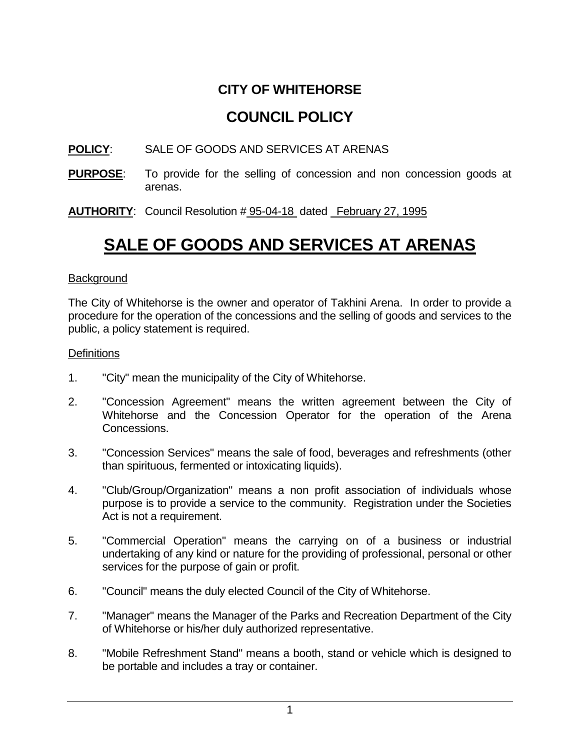# CITY OF WHITEHORSE

## COUNCIL POLICY

**POLICY**: SALE OF GOODS AND SERVICES AT ARENAS

**PURPOSE**: To provide for the selling of concession and non concession goods at arenas.

**AUTHORITY**: Council Resolution # 95-04-18 dated February 27, 1995

# SALE OF GOODS AND SERVICES AT ARENAS

Background

The City of Whitehorse is the owner and operator of Takhini Arena. In order to provide a procedure for the operation of the concessions and the selling of goods and services to the public, a policy statement is required.

Definitions

1. "City" mean the municipality of the City of Whitehorse.
2. "Concession Agreement" means the written agreement between the City of Whitehorse and the Concession Operator for the operation of the Arena Concessions.
3. "Concession Services" means the sale of food, beverages and refreshments (other than spirituous, fermented or intoxicating liquids).
4. "Club/Group/Organization" means a non profit association of individuals whose purpose is to provide a service to the community. Registration under the Societies Act is not a requirement.
5. "Commercial Operation" means the carrying on of a business or industrial undertaking of any kind or nature for the providing of professional, personal or other services for the purpose of gain or profit.
6. "Council" means the duly elected Council of the City of Whitehorse.
7. "Manager" means the Manager of the Parks and Recreation Department of the City of Whitehorse or his/her duly authorized representative.
8. "Mobile Refreshment Stand" means a booth, stand or vehicle which is designed to be portable and includes a tray or container.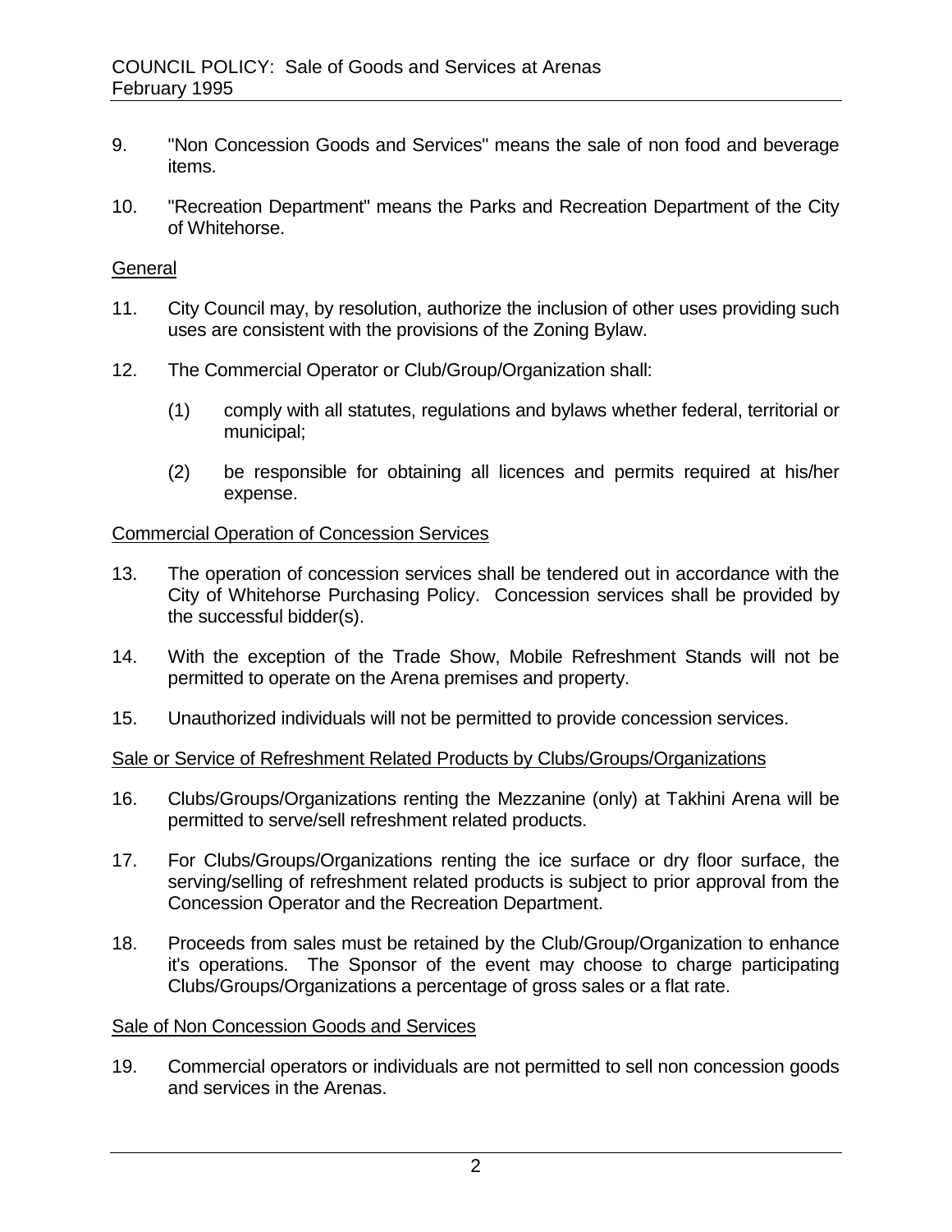9. "Non Concession Goods and Services" means the sale of non food and beverage items.

10. "Recreation Department" means the Parks and Recreation Department of the City of Whitehorse.

<u>General</u>

11. City Council may, by resolution, authorize the inclusion of other uses providing such uses are consistent with the provisions of the Zoning Bylaw.

12. The Commercial Operator or Club/Group/Organization shall:

    (1) comply with all statutes, regulations and bylaws whether federal, territorial or municipal;

    (2) be responsible for obtaining all licences and permits required at his/her expense.

<u>Commercial Operation of Concession Services</u>

13. The operation of concession services shall be tendered out in accordance with the City of Whitehorse Purchasing Policy. Concession services shall be provided by the successful bidder(s).

14. With the exception of the Trade Show, Mobile Refreshment Stands will not be permitted to operate on the Arena premises and property.

15. Unauthorized individuals will not be permitted to provide concession services.

<u>Sale or Service of Refreshment Related Products by Clubs/Groups/Organizations</u>

16. Clubs/Groups/Organizations renting the Mezzanine (only) at Takhini Arena will be permitted to serve/sell refreshment related products.

17. For Clubs/Groups/Organizations renting the ice surface or dry floor surface, the serving/selling of refreshment related products is subject to prior approval from the Concession Operator and the Recreation Department.

18. Proceeds from sales must be retained by the Club/Group/Organization to enhance it's operations. The Sponsor of the event may choose to charge participating Clubs/Groups/Organizations a percentage of gross sales or a flat rate.

<u>Sale of Non Concession Goods and Services</u>

19. Commercial operators or individuals are not permitted to sell non concession goods and services in the Arenas.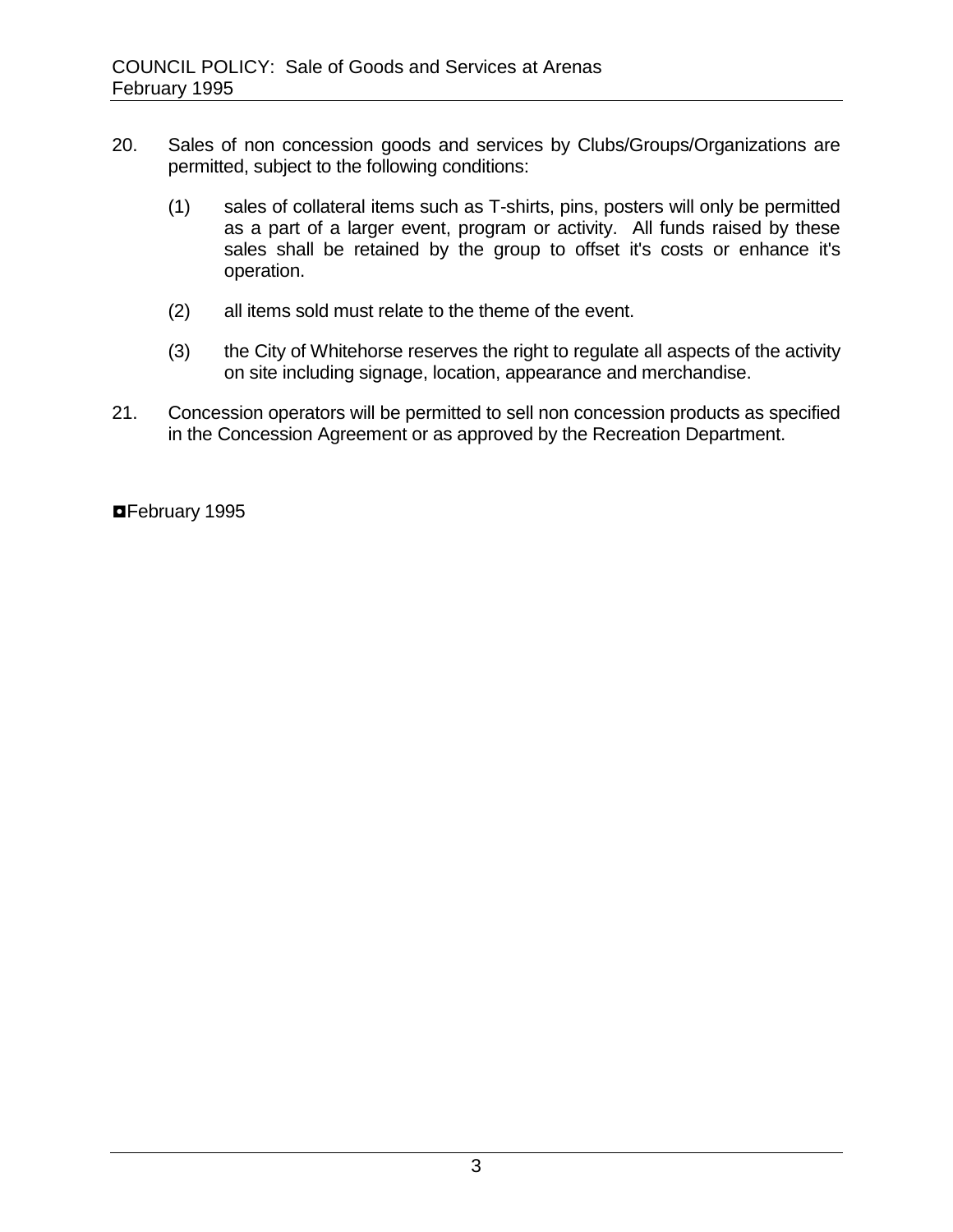20. Sales of non concession goods and services by Clubs/Groups/Organizations are permitted, subject to the following conditions:

    (1) sales of collateral items such as T-shirts, pins, posters will only be permitted as a part of a larger event, program or activity. All funds raised by these sales shall be retained by the group to offset it's costs or enhance it's operation.

    (2) all items sold must relate to the theme of the event.

    (3) the City of Whitehorse reserves the right to regulate all aspects of the activity on site including signage, location, appearance and merchandise.

21. Concession operators will be permitted to sell non concession products as specified in the Concession Agreement or as approved by the Recreation Department.

◘February 1995